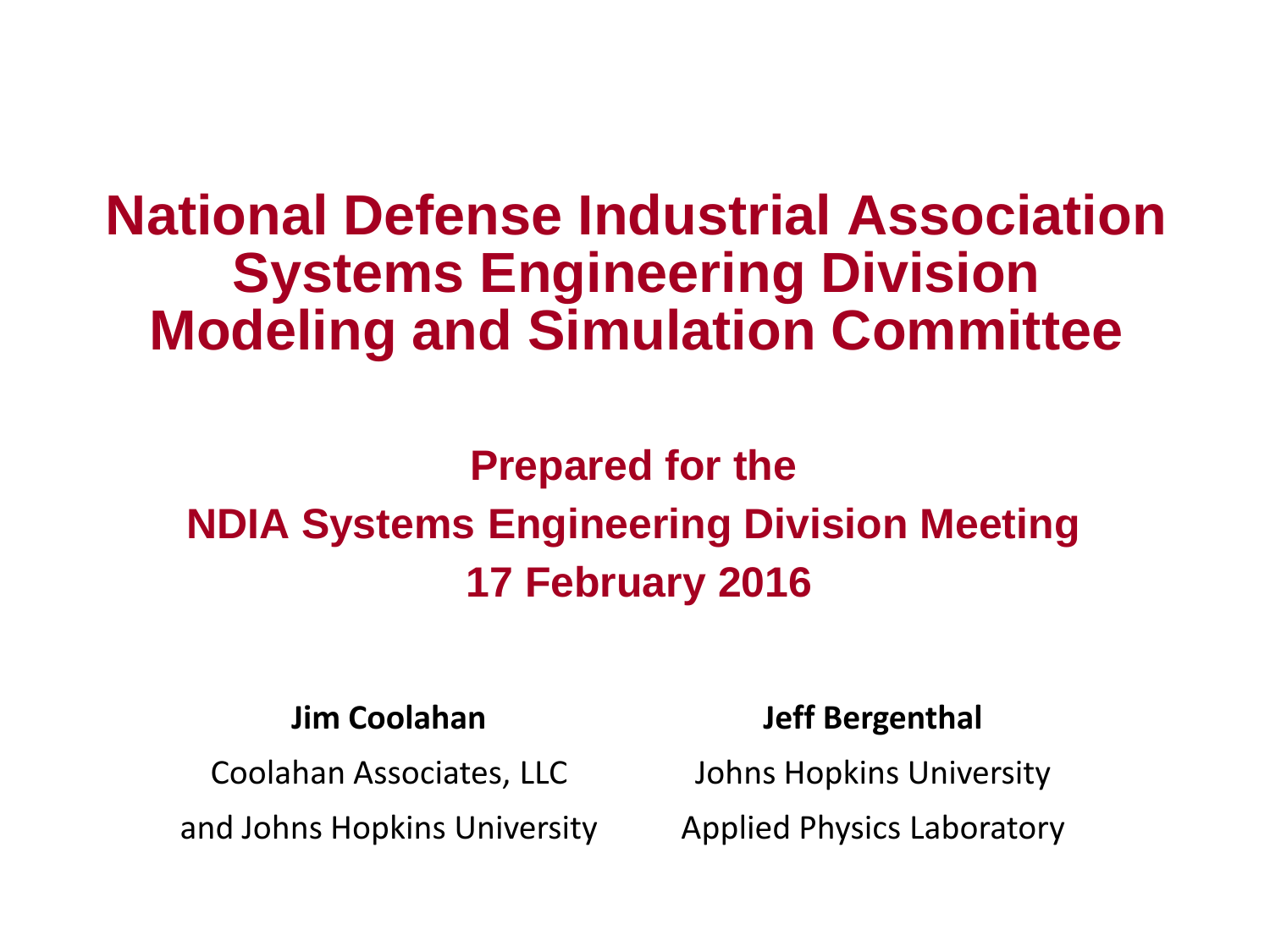# National Defense Industrial Association Systems Engineering Division Modeling and Simulation Committee

## Prepared for the NDIA Systems Engineering Division Meeting 17 February 2016

**Jim Coolahan**

Coolahan Associates, LLC

and Johns Hopkins University

**Jeff Bergenthal**

Johns Hopkins University

Applied Physics Laboratory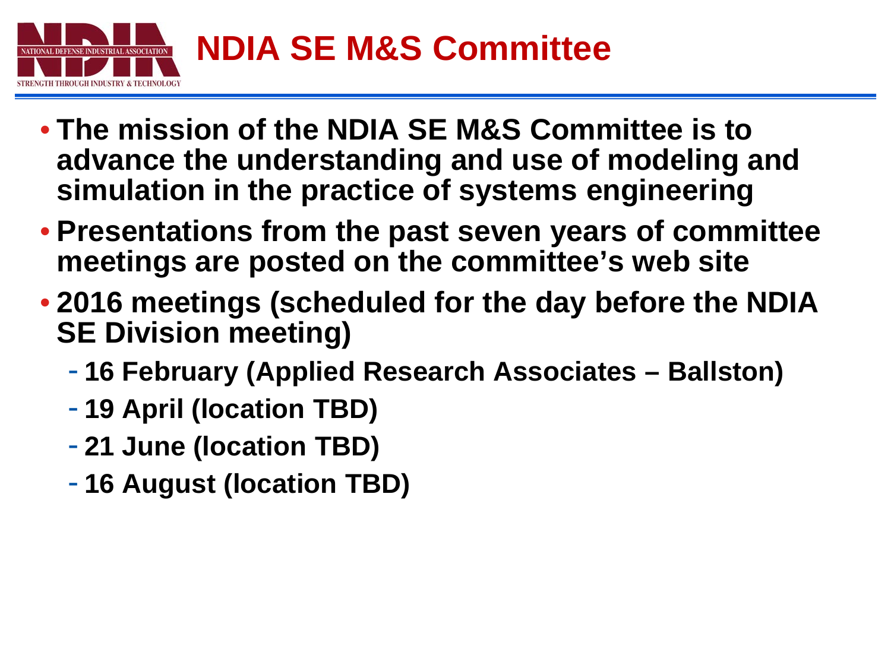# NDIA SE M&S Committee

- **The mission of the NDIA SE M&S Committee is to advance the understanding and use of modeling and simulation in the practice of systems engineering**
- **Presentations from the past seven years of committee meetings are posted on the committee's web site**
- **2016 meetings (scheduled for the day before the NDIA SE Division meeting)**
  - **16 February (Applied Research Associates – Ballston)**
  - **19 April (location TBD)**
  - **21 June (location TBD)**
  - **16 August (location TBD)**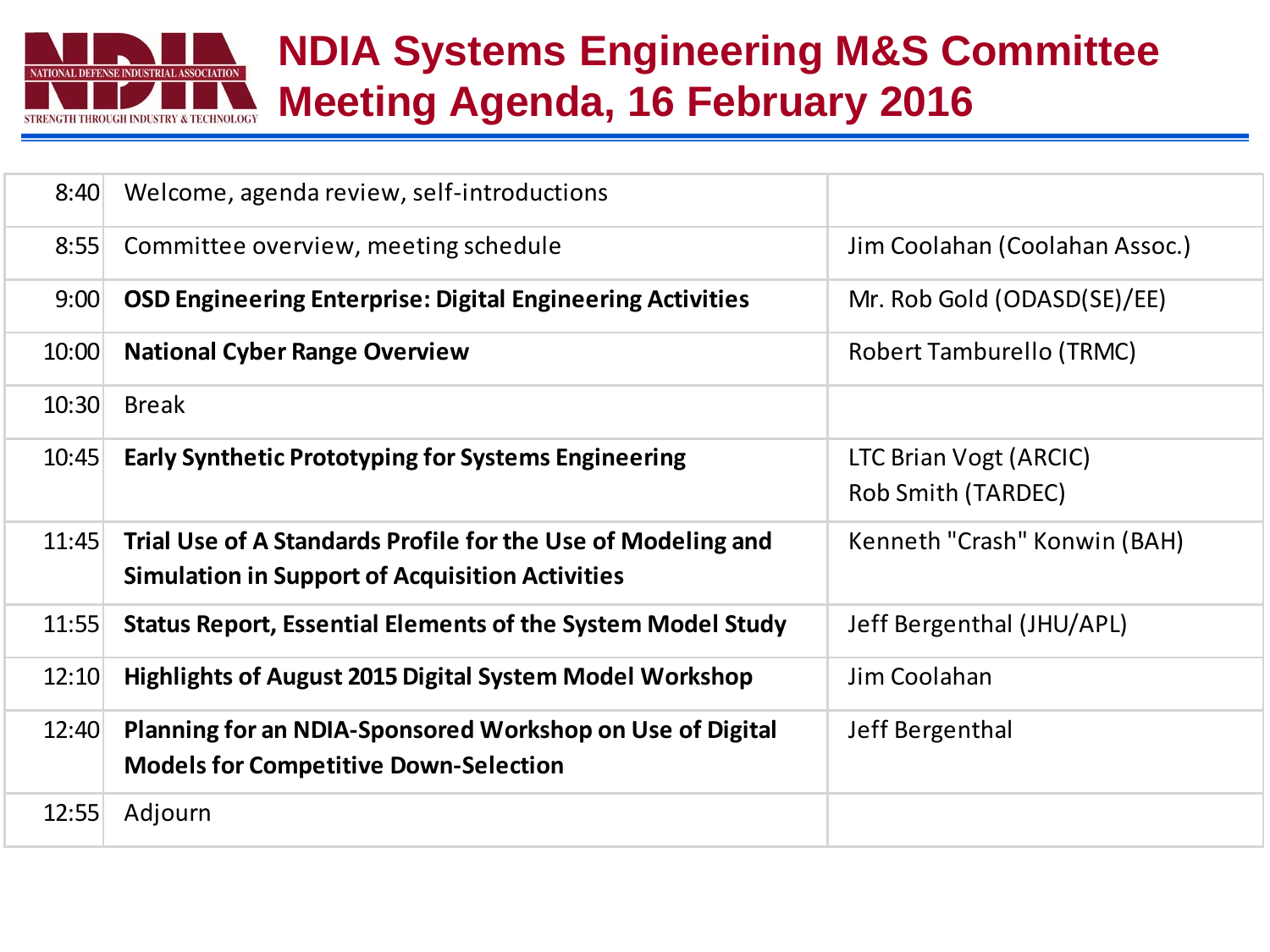# NDIA Systems Engineering M&S Committee Meeting Agenda, 16 February 2016

| Time | Topic | Presenter |
|---|---|---|
| 8:40 | Welcome, agenda review, self-introductions | |
| 8:55 | Committee overview, meeting schedule | Jim Coolahan (Coolahan Assoc.) |
| 9:00 | **OSD Engineering Enterprise: Digital Engineering Activities** | Mr. Rob Gold (ODASD(SE)/EE) |
| 10:00 | **National Cyber Range Overview** | Robert Tamburello (TRMC) |
| 10:30 | Break | |
| 10:45 | **Early Synthetic Prototyping for Systems Engineering** | LTC Brian Vogt (ARCIC)<br>Rob Smith (TARDEC) |
| 11:45 | **Trial Use of A Standards Profile for the Use of Modeling and Simulation in Support of Acquisition Activities** | Kenneth "Crash" Konwin (BAH) |
| 11:55 | **Status Report, Essential Elements of the System Model Study** | Jeff Bergenthal (JHU/APL) |
| 12:10 | **Highlights of August 2015 Digital System Model Workshop** | Jim Coolahan |
| 12:40 | **Planning for an NDIA-Sponsored Workshop on Use of Digital Models for Competitive Down-Selection** | Jeff Bergenthal |
| 12:55 | Adjourn | |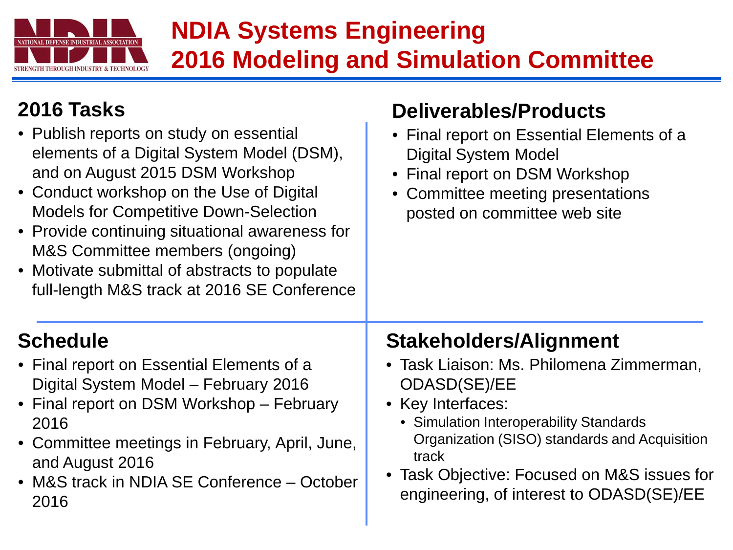# NDIA Systems Engineering
# 2016 Modeling and Simulation Committee

## 2016 Tasks

- Publish reports on study on essential elements of a Digital System Model (DSM), and on August 2015 DSM Workshop
- Conduct workshop on the Use of Digital Models for Competitive Down-Selection
- Provide continuing situational awareness for M&S Committee members (ongoing)
- Motivate submittal of abstracts to populate full-length M&S track at 2016 SE Conference

## Deliverables/Products

- Final report on Essential Elements of a Digital System Model
- Final report on DSM Workshop
- Committee meeting presentations posted on committee web site

## Schedule

- Final report on Essential Elements of a Digital System Model – February 2016
- Final report on DSM Workshop – February 2016
- Committee meetings in February, April, June, and August 2016
- M&S track in NDIA SE Conference – October 2016

## Stakeholders/Alignment

- Task Liaison: Ms. Philomena Zimmerman, ODASD(SE)/EE
- Key Interfaces:
  - Simulation Interoperability Standards Organization (SISO) standards and Acquisition track
- Task Objective: Focused on M&S issues for engineering, of interest to ODASD(SE)/EE